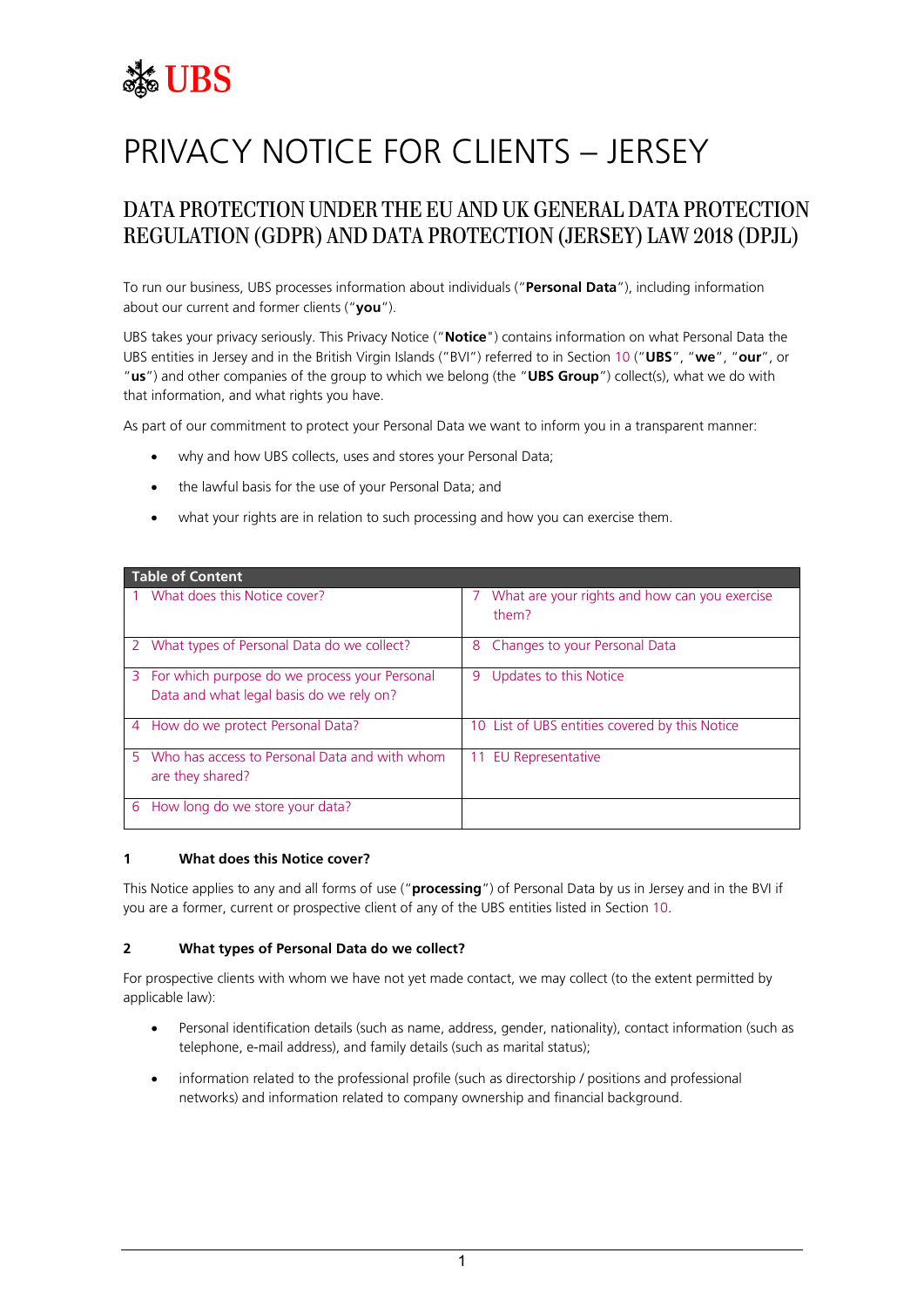# PRIVACY NOTICE FOR CLIENTS – JERSEY

## DATA PROTECTION UNDER THE EU AND UK GENERAL DATA PROTECTION REGULATION (GDPR) AND DATA PROTECTION (JERSEY) LAW 2018 (DPJL)

To run our business, UBS processes information about individuals ("**Personal Data**"), including information about our current and former clients ("**you**").

UBS takes your privacy seriously. This Privacy Notice ("**Notice**") contains information on what Personal Data the UBS entities in Jersey and in the British Virgin Islands ("BVI") referred to in Section 10 ("**UBS**", "**we**", "**our**", or "**us**") and other companies of the group to which we belong (the "**UBS Group**") collect(s), what we do with that information, and what rights you have.

As part of our commitment to protect your Personal Data we want to inform you in a transparent manner:

- why and how UBS collects, uses and stores your Personal Data;
- the lawful basis for the use of your Personal Data; and
- what your rights are in relation to such processing and how you can exercise them.

| Table of Content | |
|---|---|
| 1 What does this Notice cover? | 7 What are your rights and how can you exercise them? |
| 2 What types of Personal Data do we collect? | 8 Changes to your Personal Data |
| 3 For which purpose do we process your Personal Data and what legal basis do we rely on? | 9 Updates to this Notice |
| 4 How do we protect Personal Data? | 10 List of UBS entities covered by this Notice |
| 5 Who has access to Personal Data and with whom are they shared? | 11 EU Representative |
| 6 How long do we store your data? | |

### 1 What does this Notice cover?

This Notice applies to any and all forms of use ("**processing**") of Personal Data by us in Jersey and in the BVI if you are a former, current or prospective client of any of the UBS entities listed in Section 10.

### 2 What types of Personal Data do we collect?

For prospective clients with whom we have not yet made contact, we may collect (to the extent permitted by applicable law):

- Personal identification details (such as name, address, gender, nationality), contact information (such as telephone, e-mail address), and family details (such as marital status);
- information related to the professional profile (such as directorship / positions and professional networks) and information related to company ownership and financial background.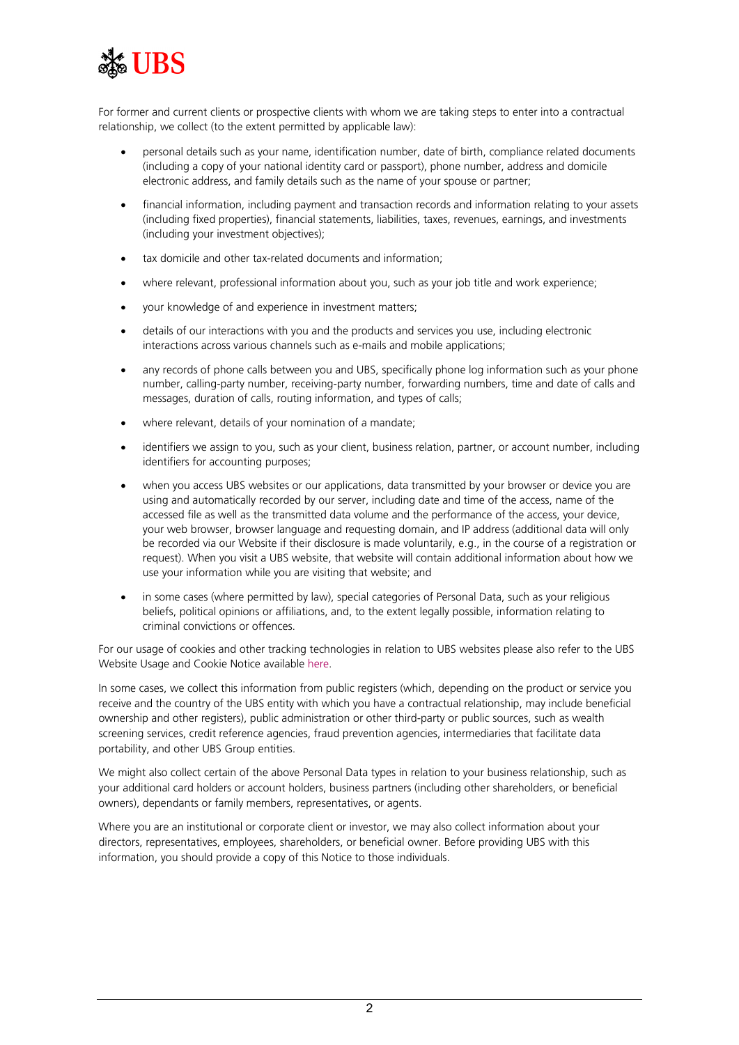For former and current clients or prospective clients with whom we are taking steps to enter into a contractual relationship, we collect (to the extent permitted by applicable law):

- personal details such as your name, identification number, date of birth, compliance related documents (including a copy of your national identity card or passport), phone number, address and domicile electronic address, and family details such as the name of your spouse or partner;
- financial information, including payment and transaction records and information relating to your assets (including fixed properties), financial statements, liabilities, taxes, revenues, earnings, and investments (including your investment objectives);
- tax domicile and other tax-related documents and information;
- where relevant, professional information about you, such as your job title and work experience;
- your knowledge of and experience in investment matters;
- details of our interactions with you and the products and services you use, including electronic interactions across various channels such as e-mails and mobile applications;
- any records of phone calls between you and UBS, specifically phone log information such as your phone number, calling-party number, receiving-party number, forwarding numbers, time and date of calls and messages, duration of calls, routing information, and types of calls;
- where relevant, details of your nomination of a mandate;
- identifiers we assign to you, such as your client, business relation, partner, or account number, including identifiers for accounting purposes;
- when you access UBS websites or our applications, data transmitted by your browser or device you are using and automatically recorded by our server, including date and time of the access, name of the accessed file as well as the transmitted data volume and the performance of the access, your device, your web browser, browser language and requesting domain, and IP address (additional data will only be recorded via our Website if their disclosure is made voluntarily, e.g., in the course of a registration or request). When you visit a UBS website, that website will contain additional information about how we use your information while you are visiting that website; and
- in some cases (where permitted by law), special categories of Personal Data, such as your religious beliefs, political opinions or affiliations, and, to the extent legally possible, information relating to criminal convictions or offences.

For our usage of cookies and other tracking technologies in relation to UBS websites please also refer to the UBS Website Usage and Cookie Notice available here.

In some cases, we collect this information from public registers (which, depending on the product or service you receive and the country of the UBS entity with which you have a contractual relationship, may include beneficial ownership and other registers), public administration or other third-party or public sources, such as wealth screening services, credit reference agencies, fraud prevention agencies, intermediaries that facilitate data portability, and other UBS Group entities.

We might also collect certain of the above Personal Data types in relation to your business relationship, such as your additional card holders or account holders, business partners (including other shareholders, or beneficial owners), dependants or family members, representatives, or agents.

Where you are an institutional or corporate client or investor, we may also collect information about your directors, representatives, employees, shareholders, or beneficial owner. Before providing UBS with this information, you should provide a copy of this Notice to those individuals.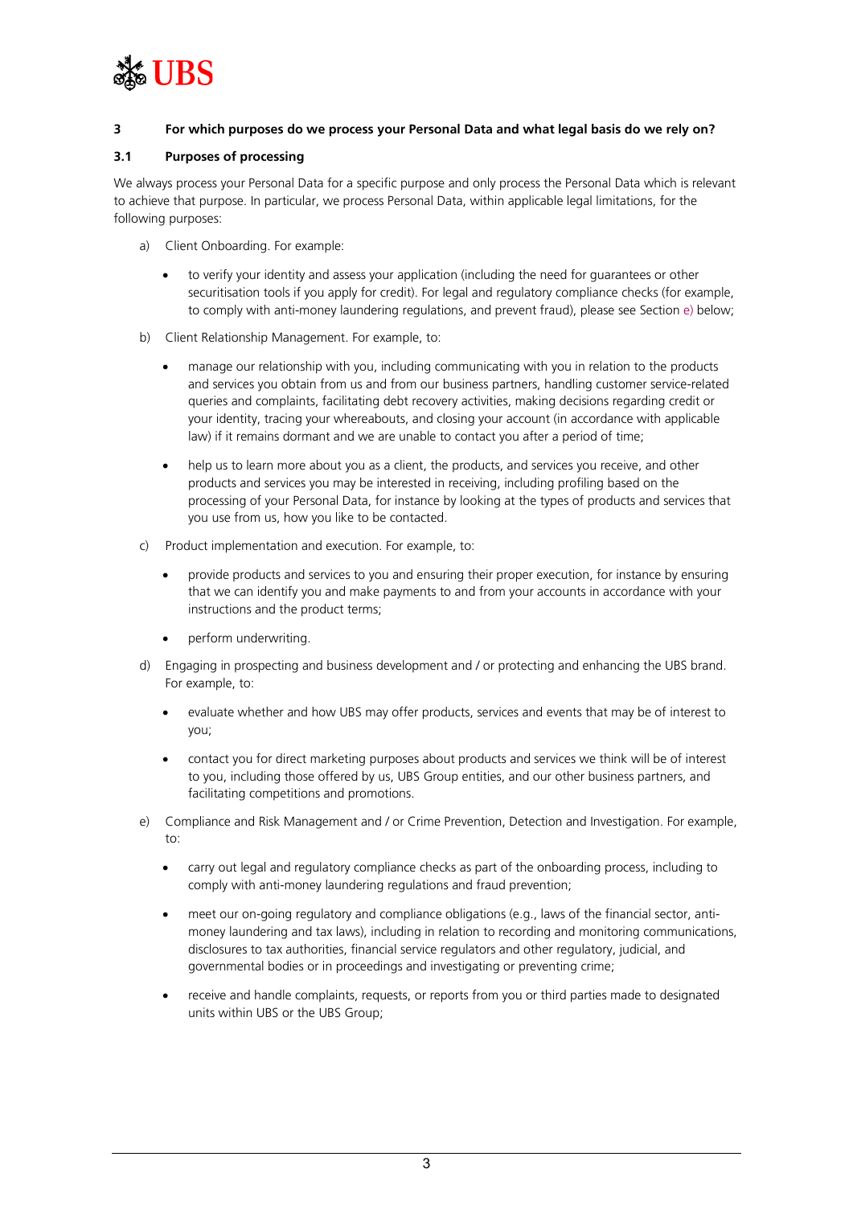## 3 For which purposes do we process your Personal Data and what legal basis do we rely on?

### 3.1 Purposes of processing

We always process your Personal Data for a specific purpose and only process the Personal Data which is relevant to achieve that purpose. In particular, we process Personal Data, within applicable legal limitations, for the following purposes:

a) Client Onboarding. For example:

- to verify your identity and assess your application (including the need for guarantees or other securitisation tools if you apply for credit). For legal and regulatory compliance checks (for example, to comply with anti-money laundering regulations, and prevent fraud), please see Section e) below;

b) Client Relationship Management. For example, to:

- manage our relationship with you, including communicating with you in relation to the products and services you obtain from us and from our business partners, handling customer service-related queries and complaints, facilitating debt recovery activities, making decisions regarding credit or your identity, tracing your whereabouts, and closing your account (in accordance with applicable law) if it remains dormant and we are unable to contact you after a period of time;
- help us to learn more about you as a client, the products, and services you receive, and other products and services you may be interested in receiving, including profiling based on the processing of your Personal Data, for instance by looking at the types of products and services that you use from us, how you like to be contacted.

c) Product implementation and execution. For example, to:

- provide products and services to you and ensuring their proper execution, for instance by ensuring that we can identify you and make payments to and from your accounts in accordance with your instructions and the product terms;
- perform underwriting.

d) Engaging in prospecting and business development and / or protecting and enhancing the UBS brand. For example, to:

- evaluate whether and how UBS may offer products, services and events that may be of interest to you;
- contact you for direct marketing purposes about products and services we think will be of interest to you, including those offered by us, UBS Group entities, and our other business partners, and facilitating competitions and promotions.

e) Compliance and Risk Management and / or Crime Prevention, Detection and Investigation. For example, to:

- carry out legal and regulatory compliance checks as part of the onboarding process, including to comply with anti-money laundering regulations and fraud prevention;
- meet our on-going regulatory and compliance obligations (e.g., laws of the financial sector, anti-money laundering and tax laws), including in relation to recording and monitoring communications, disclosures to tax authorities, financial service regulators and other regulatory, judicial, and governmental bodies or in proceedings and investigating or preventing crime;
- receive and handle complaints, requests, or reports from you or third parties made to designated units within UBS or the UBS Group;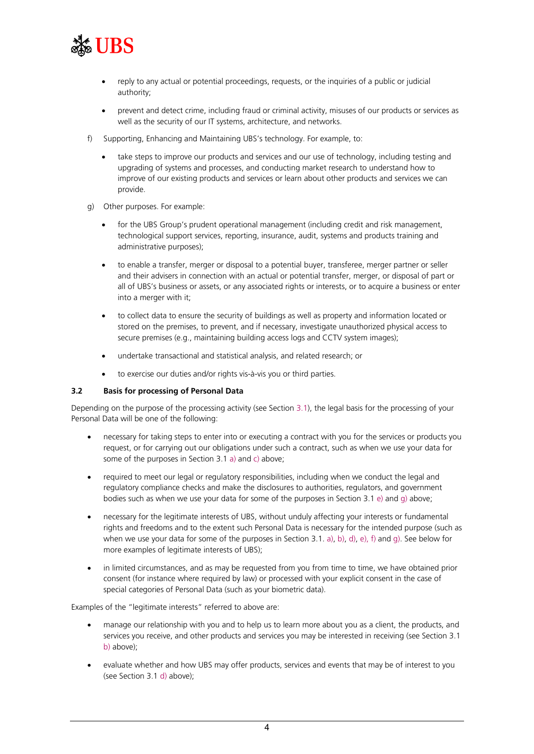- reply to any actual or potential proceedings, requests, or the inquiries of a public or judicial authority;
- prevent and detect crime, including fraud or criminal activity, misuses of our products or services as well as the security of our IT systems, architecture, and networks.

f) Supporting, Enhancing and Maintaining UBS's technology. For example, to:

- take steps to improve our products and services and our use of technology, including testing and upgrading of systems and processes, and conducting market research to understand how to improve of our existing products and services or learn about other products and services we can provide.

g) Other purposes. For example:

- for the UBS Group's prudent operational management (including credit and risk management, technological support services, reporting, insurance, audit, systems and products training and administrative purposes);
- to enable a transfer, merger or disposal to a potential buyer, transferee, merger partner or seller and their advisers in connection with an actual or potential transfer, merger, or disposal of part or all of UBS's business or assets, or any associated rights or interests, or to acquire a business or enter into a merger with it;
- to collect data to ensure the security of buildings as well as property and information located or stored on the premises, to prevent, and if necessary, investigate unauthorized physical access to secure premises (e.g., maintaining building access logs and CCTV system images);
- undertake transactional and statistical analysis, and related research; or
- to exercise our duties and/or rights vis-à-vis you or third parties.

### 3.2 Basis for processing of Personal Data

Depending on the purpose of the processing activity (see Section 3.1), the legal basis for the processing of your Personal Data will be one of the following:

- necessary for taking steps to enter into or executing a contract with you for the services or products you request, or for carrying out our obligations under such a contract, such as when we use your data for some of the purposes in Section 3.1 a) and c) above;
- required to meet our legal or regulatory responsibilities, including when we conduct the legal and regulatory compliance checks and make the disclosures to authorities, regulators, and government bodies such as when we use your data for some of the purposes in Section 3.1 e) and g) above;
- necessary for the legitimate interests of UBS, without unduly affecting your interests or fundamental rights and freedoms and to the extent such Personal Data is necessary for the intended purpose (such as when we use your data for some of the purposes in Section 3.1. a), b), d), e), f) and g). See below for more examples of legitimate interests of UBS);
- in limited circumstances, and as may be requested from you from time to time, we have obtained prior consent (for instance where required by law) or processed with your explicit consent in the case of special categories of Personal Data (such as your biometric data).

Examples of the "legitimate interests" referred to above are:

- manage our relationship with you and to help us to learn more about you as a client, the products, and services you receive, and other products and services you may be interested in receiving (see Section 3.1 b) above);
- evaluate whether and how UBS may offer products, services and events that may be of interest to you (see Section 3.1 d) above);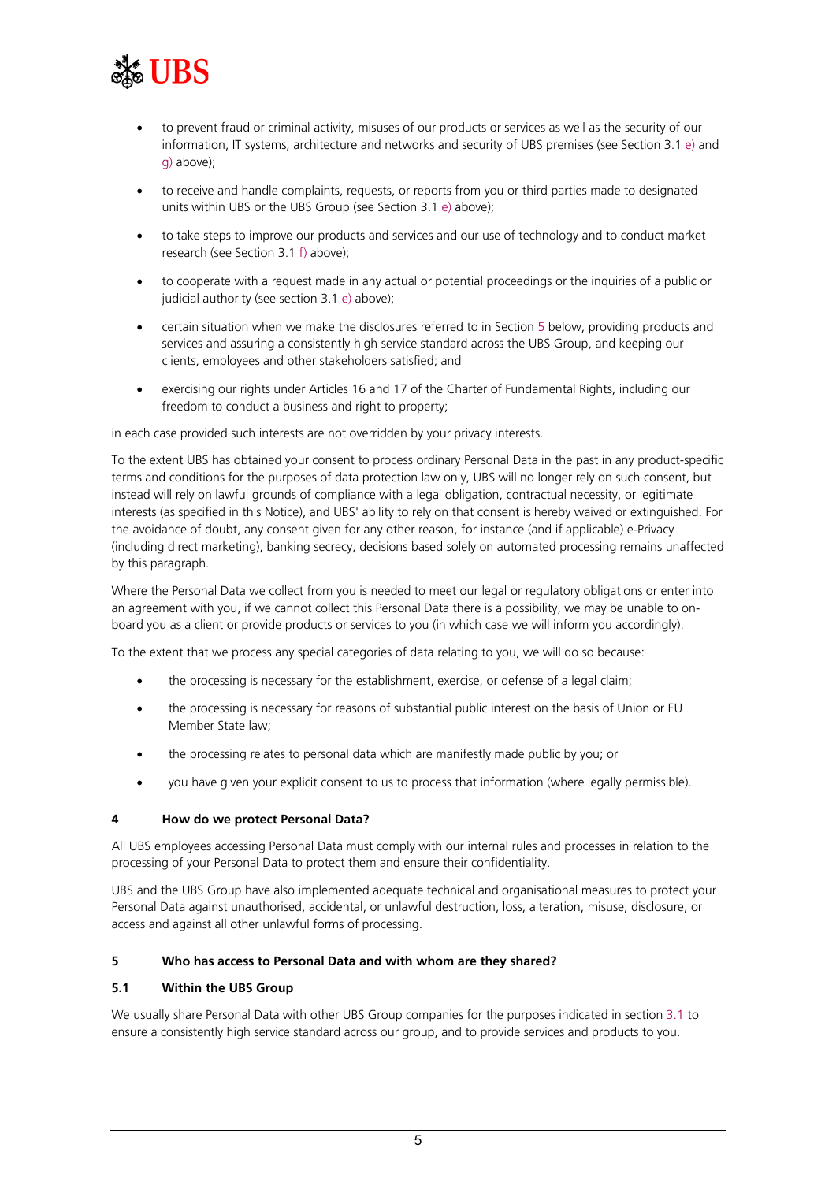- to prevent fraud or criminal activity, misuses of our products or services as well as the security of our information, IT systems, architecture and networks and security of UBS premises (see Section 3.1 e) and g) above);
- to receive and handle complaints, requests, or reports from you or third parties made to designated units within UBS or the UBS Group (see Section 3.1 e) above);
- to take steps to improve our products and services and our use of technology and to conduct market research (see Section 3.1 f) above);
- to cooperate with a request made in any actual or potential proceedings or the inquiries of a public or judicial authority (see section 3.1 e) above);
- certain situation when we make the disclosures referred to in Section 5 below, providing products and services and assuring a consistently high service standard across the UBS Group, and keeping our clients, employees and other stakeholders satisfied; and
- exercising our rights under Articles 16 and 17 of the Charter of Fundamental Rights, including our freedom to conduct a business and right to property;

in each case provided such interests are not overridden by your privacy interests.

To the extent UBS has obtained your consent to process ordinary Personal Data in the past in any product-specific terms and conditions for the purposes of data protection law only, UBS will no longer rely on such consent, but instead will rely on lawful grounds of compliance with a legal obligation, contractual necessity, or legitimate interests (as specified in this Notice), and UBS' ability to rely on that consent is hereby waived or extinguished. For the avoidance of doubt, any consent given for any other reason, for instance (and if applicable) e-Privacy (including direct marketing), banking secrecy, decisions based solely on automated processing remains unaffected by this paragraph.

Where the Personal Data we collect from you is needed to meet our legal or regulatory obligations or enter into an agreement with you, if we cannot collect this Personal Data there is a possibility, we may be unable to on-board you as a client or provide products or services to you (in which case we will inform you accordingly).

To the extent that we process any special categories of data relating to you, we will do so because:

- the processing is necessary for the establishment, exercise, or defense of a legal claim;
- the processing is necessary for reasons of substantial public interest on the basis of Union or EU Member State law;
- the processing relates to personal data which are manifestly made public by you; or
- you have given your explicit consent to us to process that information (where legally permissible).

## 4 How do we protect Personal Data?

All UBS employees accessing Personal Data must comply with our internal rules and processes in relation to the processing of your Personal Data to protect them and ensure their confidentiality.

UBS and the UBS Group have also implemented adequate technical and organisational measures to protect your Personal Data against unauthorised, accidental, or unlawful destruction, loss, alteration, misuse, disclosure, or access and against all other unlawful forms of processing.

## 5 Who has access to Personal Data and with whom are they shared?

### 5.1 Within the UBS Group

We usually share Personal Data with other UBS Group companies for the purposes indicated in section 3.1 to ensure a consistently high service standard across our group, and to provide services and products to you.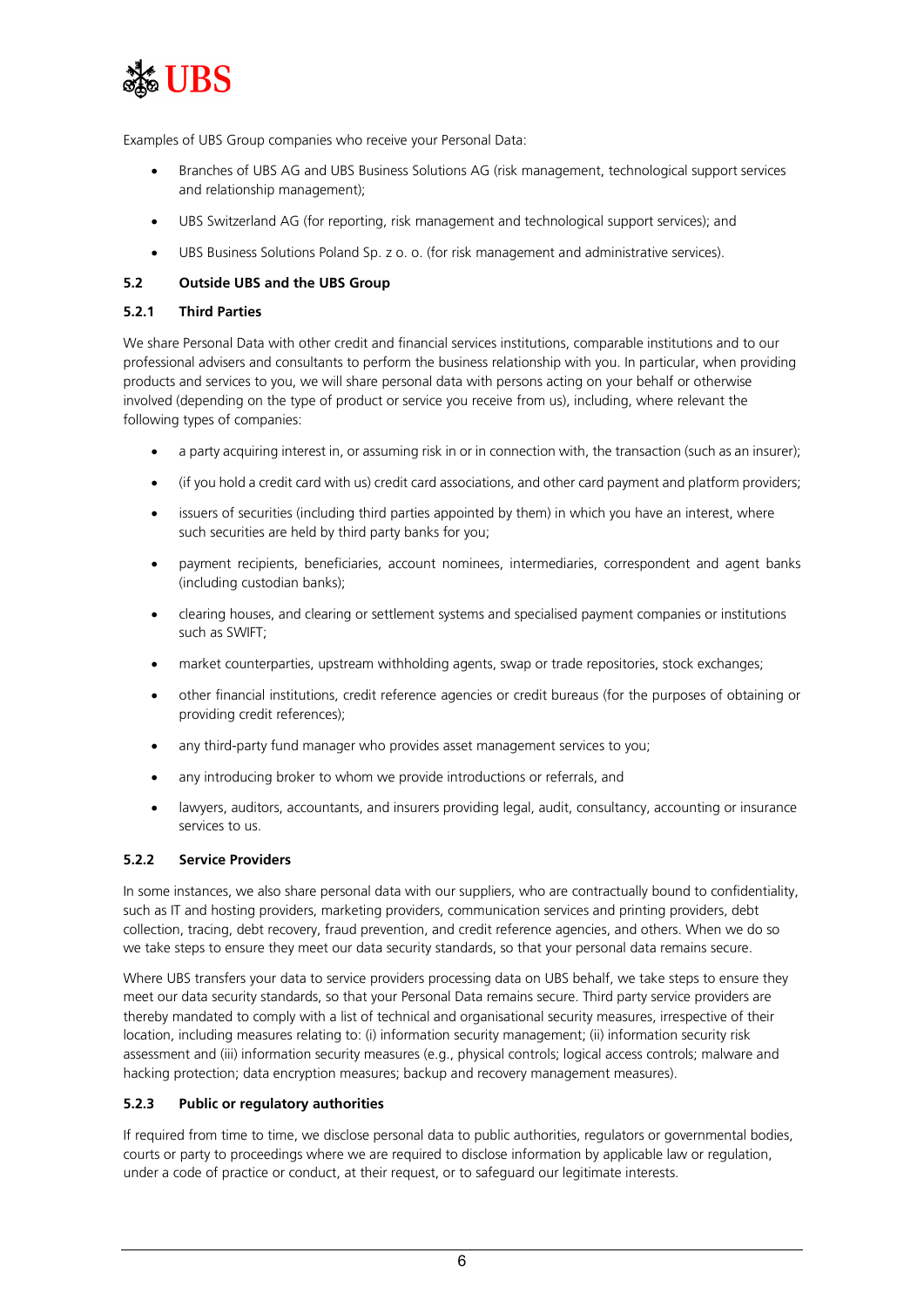Examples of UBS Group companies who receive your Personal Data:

- Branches of UBS AG and UBS Business Solutions AG (risk management, technological support services and relationship management);
- UBS Switzerland AG (for reporting, risk management and technological support services); and
- UBS Business Solutions Poland Sp. z o. o. (for risk management and administrative services).

### 5.2 Outside UBS and the UBS Group

#### 5.2.1 Third Parties

We share Personal Data with other credit and financial services institutions, comparable institutions and to our professional advisers and consultants to perform the business relationship with you. In particular, when providing products and services to you, we will share personal data with persons acting on your behalf or otherwise involved (depending on the type of product or service you receive from us), including, where relevant the following types of companies:

- a party acquiring interest in, or assuming risk in or in connection with, the transaction (such as an insurer);
- (if you hold a credit card with us) credit card associations, and other card payment and platform providers;
- issuers of securities (including third parties appointed by them) in which you have an interest, where such securities are held by third party banks for you;
- payment recipients, beneficiaries, account nominees, intermediaries, correspondent and agent banks (including custodian banks);
- clearing houses, and clearing or settlement systems and specialised payment companies or institutions such as SWIFT;
- market counterparties, upstream withholding agents, swap or trade repositories, stock exchanges;
- other financial institutions, credit reference agencies or credit bureaus (for the purposes of obtaining or providing credit references);
- any third-party fund manager who provides asset management services to you;
- any introducing broker to whom we provide introductions or referrals, and
- lawyers, auditors, accountants, and insurers providing legal, audit, consultancy, accounting or insurance services to us.

#### 5.2.2 Service Providers

In some instances, we also share personal data with our suppliers, who are contractually bound to confidentiality, such as IT and hosting providers, marketing providers, communication services and printing providers, debt collection, tracing, debt recovery, fraud prevention, and credit reference agencies, and others. When we do so we take steps to ensure they meet our data security standards, so that your personal data remains secure.

Where UBS transfers your data to service providers processing data on UBS behalf, we take steps to ensure they meet our data security standards, so that your Personal Data remains secure. Third party service providers are thereby mandated to comply with a list of technical and organisational security measures, irrespective of their location, including measures relating to: (i) information security management; (ii) information security risk assessment and (iii) information security measures (e.g., physical controls; logical access controls; malware and hacking protection; data encryption measures; backup and recovery management measures).

#### 5.2.3 Public or regulatory authorities

If required from time to time, we disclose personal data to public authorities, regulators or governmental bodies, courts or party to proceedings where we are required to disclose information by applicable law or regulation, under a code of practice or conduct, at their request, or to safeguard our legitimate interests.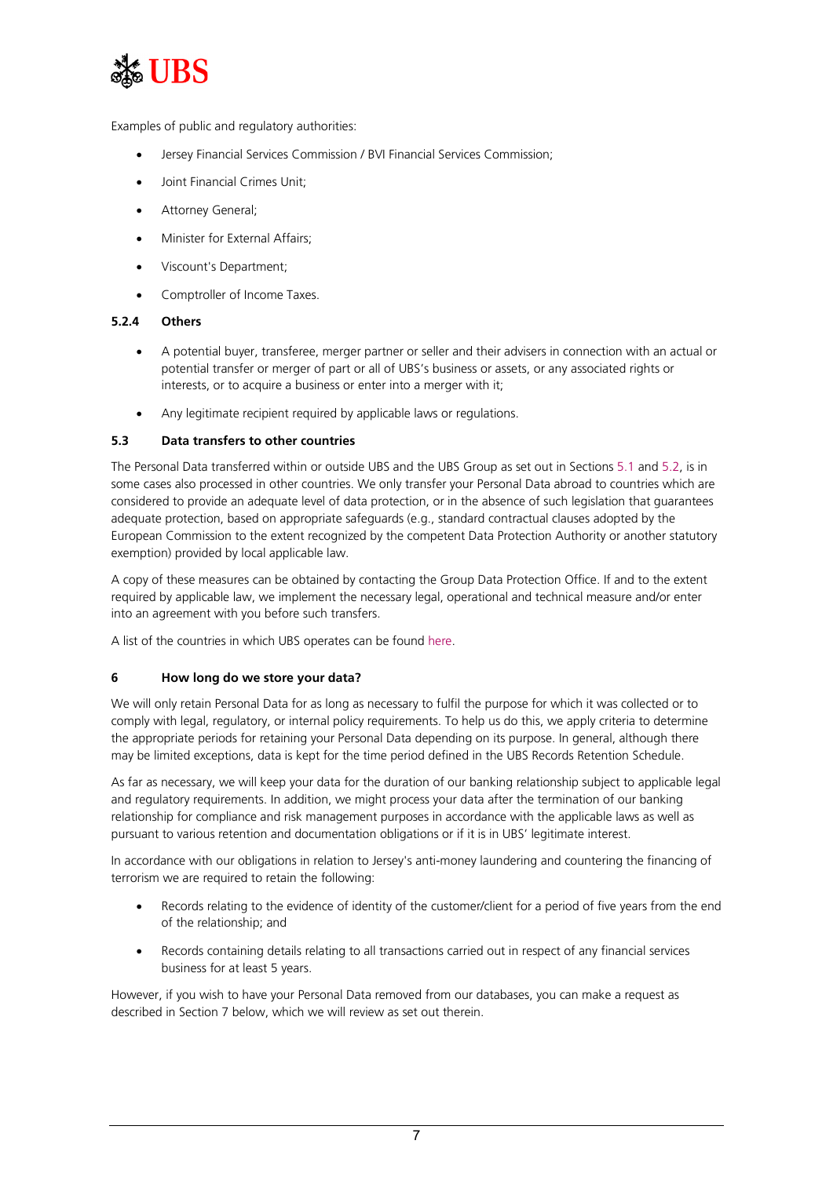Examples of public and regulatory authorities:

- Jersey Financial Services Commission / BVI Financial Services Commission;
- Joint Financial Crimes Unit;
- Attorney General;
- Minister for External Affairs;
- Viscount's Department;
- Comptroller of Income Taxes.

#### 5.2.4 Others

- A potential buyer, transferee, merger partner or seller and their advisers in connection with an actual or potential transfer or merger of part or all of UBS's business or assets, or any associated rights or interests, or to acquire a business or enter into a merger with it;
- Any legitimate recipient required by applicable laws or regulations.

### 5.3 Data transfers to other countries

The Personal Data transferred within or outside UBS and the UBS Group as set out in Sections 5.1 and 5.2, is in some cases also processed in other countries. We only transfer your Personal Data abroad to countries which are considered to provide an adequate level of data protection, or in the absence of such legislation that guarantees adequate protection, based on appropriate safeguards (e.g., standard contractual clauses adopted by the European Commission to the extent recognized by the competent Data Protection Authority or another statutory exemption) provided by local applicable law.

A copy of these measures can be obtained by contacting the Group Data Protection Office. If and to the extent required by applicable law, we implement the necessary legal, operational and technical measure and/or enter into an agreement with you before such transfers.

A list of the countries in which UBS operates can be found here.

## 6 How long do we store your data?

We will only retain Personal Data for as long as necessary to fulfil the purpose for which it was collected or to comply with legal, regulatory, or internal policy requirements. To help us do this, we apply criteria to determine the appropriate periods for retaining your Personal Data depending on its purpose. In general, although there may be limited exceptions, data is kept for the time period defined in the UBS Records Retention Schedule.

As far as necessary, we will keep your data for the duration of our banking relationship subject to applicable legal and regulatory requirements. In addition, we might process your data after the termination of our banking relationship for compliance and risk management purposes in accordance with the applicable laws as well as pursuant to various retention and documentation obligations or if it is in UBS' legitimate interest.

In accordance with our obligations in relation to Jersey's anti-money laundering and countering the financing of terrorism we are required to retain the following:

- Records relating to the evidence of identity of the customer/client for a period of five years from the end of the relationship; and
- Records containing details relating to all transactions carried out in respect of any financial services business for at least 5 years.

However, if you wish to have your Personal Data removed from our databases, you can make a request as described in Section 7 below, which we will review as set out therein.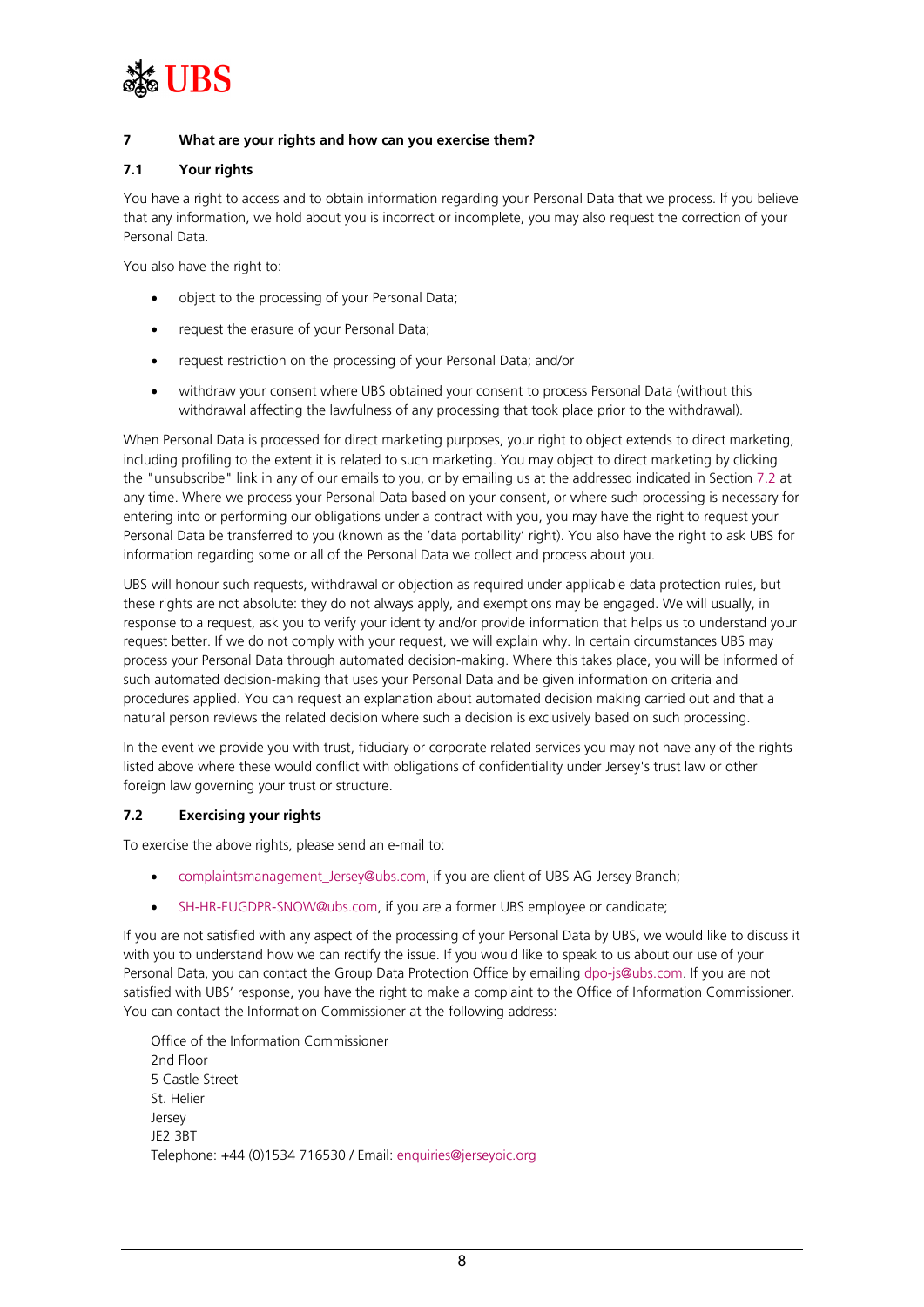## 7 What are your rights and how can you exercise them?

### 7.1 Your rights

You have a right to access and to obtain information regarding your Personal Data that we process. If you believe that any information, we hold about you is incorrect or incomplete, you may also request the correction of your Personal Data.

You also have the right to:

- object to the processing of your Personal Data;
- request the erasure of your Personal Data;
- request restriction on the processing of your Personal Data; and/or
- withdraw your consent where UBS obtained your consent to process Personal Data (without this withdrawal affecting the lawfulness of any processing that took place prior to the withdrawal).

When Personal Data is processed for direct marketing purposes, your right to object extends to direct marketing, including profiling to the extent it is related to such marketing. You may object to direct marketing by clicking the "unsubscribe" link in any of our emails to you, or by emailing us at the addressed indicated in Section 7.2 at any time. Where we process your Personal Data based on your consent, or where such processing is necessary for entering into or performing our obligations under a contract with you, you may have the right to request your Personal Data be transferred to you (known as the 'data portability' right). You also have the right to ask UBS for information regarding some or all of the Personal Data we collect and process about you.

UBS will honour such requests, withdrawal or objection as required under applicable data protection rules, but these rights are not absolute: they do not always apply, and exemptions may be engaged. We will usually, in response to a request, ask you to verify your identity and/or provide information that helps us to understand your request better. If we do not comply with your request, we will explain why. In certain circumstances UBS may process your Personal Data through automated decision-making. Where this takes place, you will be informed of such automated decision-making that uses your Personal Data and be given information on criteria and procedures applied. You can request an explanation about automated decision making carried out and that a natural person reviews the related decision where such a decision is exclusively based on such processing.

In the event we provide you with trust, fiduciary or corporate related services you may not have any of the rights listed above where these would conflict with obligations of confidentiality under Jersey's trust law or other foreign law governing your trust or structure.

### 7.2 Exercising your rights

To exercise the above rights, please send an e-mail to:

- complaintsmanagement_Jersey@ubs.com, if you are client of UBS AG Jersey Branch;
- SH-HR-EUGDPR-SNOW@ubs.com, if you are a former UBS employee or candidate;

If you are not satisfied with any aspect of the processing of your Personal Data by UBS, we would like to discuss it with you to understand how we can rectify the issue. If you would like to speak to us about our use of your Personal Data, you can contact the Group Data Protection Office by emailing dpo-js@ubs.com. If you are not satisfied with UBS' response, you have the right to make a complaint to the Office of Information Commissioner. You can contact the Information Commissioner at the following address:

Office of the Information Commissioner
2nd Floor
5 Castle Street
St. Helier
Jersey
JE2 3BT
Telephone: +44 (0)1534 716530 / Email: enquiries@jerseyoic.org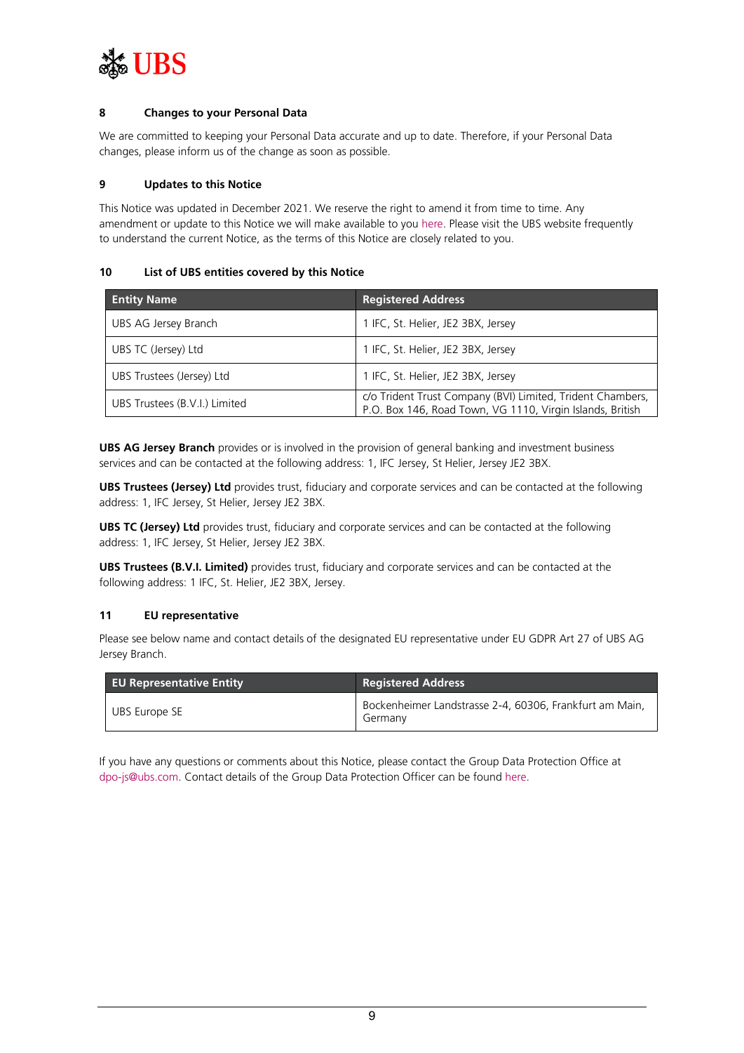## 8 Changes to your Personal Data

We are committed to keeping your Personal Data accurate and up to date. Therefore, if your Personal Data changes, please inform us of the change as soon as possible.

## 9 Updates to this Notice

This Notice was updated in December 2021. We reserve the right to amend it from time to time. Any amendment or update to this Notice we will make available to you here. Please visit the UBS website frequently to understand the current Notice, as the terms of this Notice are closely related to you.

## 10 List of UBS entities covered by this Notice

| Entity Name | Registered Address |
|---|---|
| UBS AG Jersey Branch | 1 IFC, St. Helier, JE2 3BX, Jersey |
| UBS TC (Jersey) Ltd | 1 IFC, St. Helier, JE2 3BX, Jersey |
| UBS Trustees (Jersey) Ltd | 1 IFC, St. Helier, JE2 3BX, Jersey |
| UBS Trustees (B.V.I.) Limited | c/o Trident Trust Company (BVI) Limited, Trident Chambers, P.O. Box 146, Road Town, VG 1110, Virgin Islands, British |

**UBS AG Jersey Branch** provides or is involved in the provision of general banking and investment business services and can be contacted at the following address: 1, IFC Jersey, St Helier, Jersey JE2 3BX.

**UBS Trustees (Jersey) Ltd** provides trust, fiduciary and corporate services and can be contacted at the following address: 1, IFC Jersey, St Helier, Jersey JE2 3BX.

**UBS TC (Jersey) Ltd** provides trust, fiduciary and corporate services and can be contacted at the following address: 1, IFC Jersey, St Helier, Jersey JE2 3BX.

**UBS Trustees (B.V.I. Limited)** provides trust, fiduciary and corporate services and can be contacted at the following address: 1 IFC, St. Helier, JE2 3BX, Jersey.

## 11 EU representative

Please see below name and contact details of the designated EU representative under EU GDPR Art 27 of UBS AG Jersey Branch.

| EU Representative Entity | Registered Address |
|---|---|
| UBS Europe SE | Bockenheimer Landstrasse 2-4, 60306, Frankfurt am Main, Germany |

If you have any questions or comments about this Notice, please contact the Group Data Protection Office at dpo-js@ubs.com. Contact details of the Group Data Protection Officer can be found here.